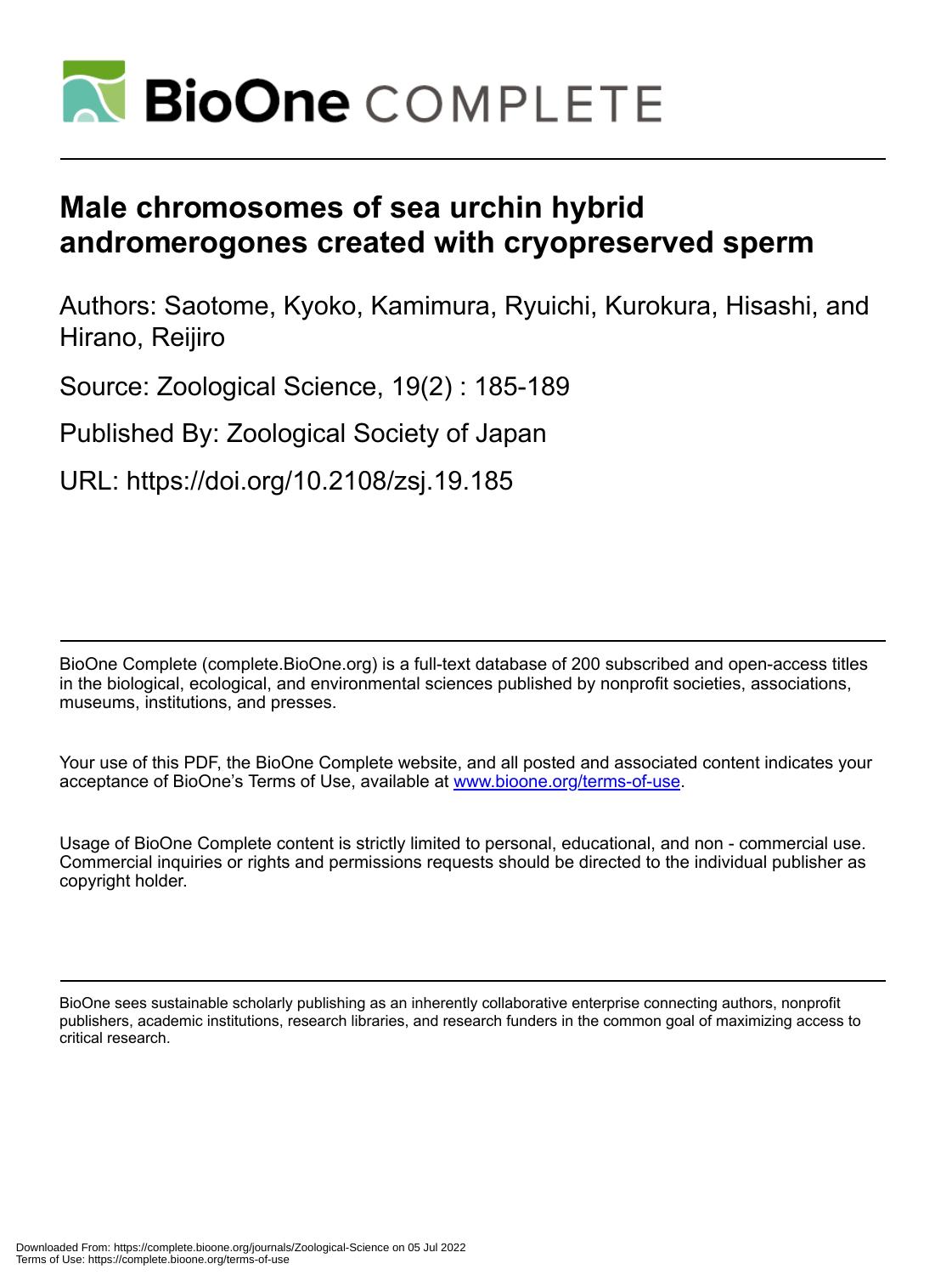# Male chromosomes of sea urchin hybrid andromerogones created with cryopreserved sperm

Authors: Saotome, Kyoko, Kamimura, Ryuichi, Kurokura, Hisashi, and Hirano, Reijiro

Source: Zoological Science, 19(2) : 185-189

Published By: Zoological Society of Japan

URL: https://doi.org/10.2108/zsj.19.185

BioOne Complete (complete.BioOne.org) is a full-text database of 200 subscribed and open-access titles in the biological, ecological, and environmental sciences published by nonprofit societies, associations, museums, institutions, and presses.

Your use of this PDF, the BioOne Complete website, and all posted and associated content indicates your acceptance of BioOne's Terms of Use, available at www.bioone.org/terms-of-use.

Usage of BioOne Complete content is strictly limited to personal, educational, and non - commercial use. Commercial inquiries or rights and permissions requests should be directed to the individual publisher as copyright holder.

BioOne sees sustainable scholarly publishing as an inherently collaborative enterprise connecting authors, nonprofit publishers, academic institutions, research libraries, and research funders in the common goal of maximizing access to critical research.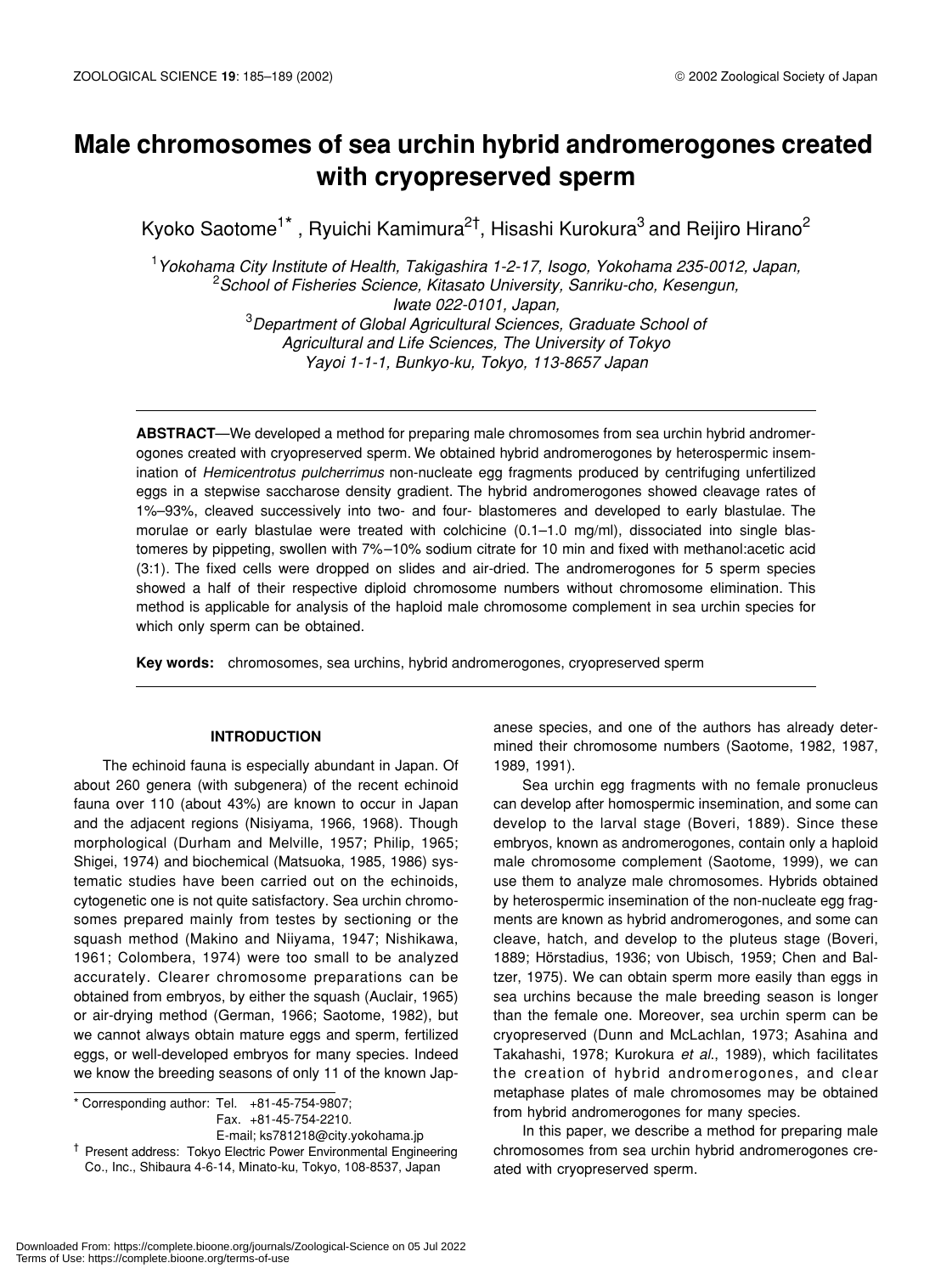# Male chromosomes of sea urchin hybrid andromerogones created with cryopreserved sperm

Kyoko Saotome[1*], Ryuichi Kamimura[2†], Hisashi Kurokura[3] and Reijiro Hirano[2]

[1]*Yokohama City Institute of Health, Takigashira 1-2-17, Isogo, Yokohama 235-0012, Japan,*
[2]*School of Fisheries Science, Kitasato University, Sanriku-cho, Kesengun, Iwate 022-0101, Japan,*
[3]*Department of Global Agricultural Sciences, Graduate School of Agricultural and Life Sciences, The University of Tokyo Yayoi 1-1-1, Bunkyo-ku, Tokyo, 113-8657 Japan*

**ABSTRACT**—We developed a method for preparing male chromosomes from sea urchin hybrid andromerogones created with cryopreserved sperm. We obtained hybrid andromerogones by heterospermic insemination of *Hemicentrotus pulcherrimus* non-nucleate egg fragments produced by centrifuging unfertilized eggs in a stepwise saccharose density gradient. The hybrid andromerogones showed cleavage rates of 1%–93%, cleaved successively into two- and four- blastomeres and developed to early blastulae. The morulae or early blastulae were treated with colchicine (0.1–1.0 mg/ml), dissociated into single blastomeres by pipetting, swollen with 7%–10% sodium citrate for 10 min and fixed with methanol:acetic acid (3:1). The fixed cells were dropped on slides and air-dried. The andromerogones for 5 sperm species showed a half of their respective diploid chromosome numbers without chromosome elimination. This method is applicable for analysis of the haploid male chromosome complement in sea urchin species for which only sperm can be obtained.

**Key words:** chromosomes, sea urchins, hybrid andromerogones, cryopreserved sperm

## INTRODUCTION

The echinoid fauna is especially abundant in Japan. Of about 260 genera (with subgenera) of the recent echinoid fauna over 110 (about 43%) are known to occur in Japan and the adjacent regions (Nisiyama, 1966, 1968). Though morphological (Durham and Melville, 1957; Philip, 1965; Shigei, 1974) and biochemical (Matsuoka, 1985, 1986) systematic studies have been carried out on the echinoids, cytogenetic one is not quite satisfactory. Sea urchin chromosomes prepared mainly from testes by sectioning or the squash method (Makino and Niiyama, 1947; Nishikawa, 1961; Colombera, 1974) were too small to be analyzed accurately. Clearer chromosome preparations can be obtained from embryos, by either the squash (Auclair, 1965) or air-drying method (German, 1966; Saotome, 1982), but we cannot always obtain mature eggs and sperm, fertilized eggs, or well-developed embryos for many species. Indeed we know the breeding seasons of only 11 of the known Japanese species, and one of the authors has already determined their chromosome numbers (Saotome, 1982, 1987, 1989, 1991).

Sea urchin egg fragments with no female pronucleus can develop after homospermic insemination, and some can develop to the larval stage (Boveri, 1889). Since these embryos, known as andromerogones, contain only a haploid male chromosome complement (Saotome, 1999), we can use them to analyze male chromosomes. Hybrids obtained by heterospermic insemination of the non-nucleate egg fragments are known as hybrid andromerogones, and some can cleave, hatch, and develop to the pluteus stage (Boveri, 1889; Hörstadius, 1936; von Ubisch, 1959; Chen and Baltzer, 1975). We can obtain sperm more easily than eggs in sea urchins because the male breeding season is longer than the female one. Moreover, sea urchin sperm can be cryopreserved (Dunn and McLachlan, 1973; Asahina and Takahashi, 1978; Kurokura *et al.*, 1989), which facilitates the creation of hybrid andromerogones, and clear metaphase plates of male chromosomes may be obtained from hybrid andromerogones for many species.

In this paper, we describe a method for preparing male chromosomes from sea urchin hybrid andromerogones created with cryopreserved sperm.

---

\* Corresponding author: Tel. +81-45-754-9807; Fax. +81-45-754-2210. E-mail; ks781218@city.yokohama.jp

† Present address: Tokyo Electric Power Environmental Engineering Co., Inc., Shibaura 4-6-14, Minato-ku, Tokyo, 108-8537, Japan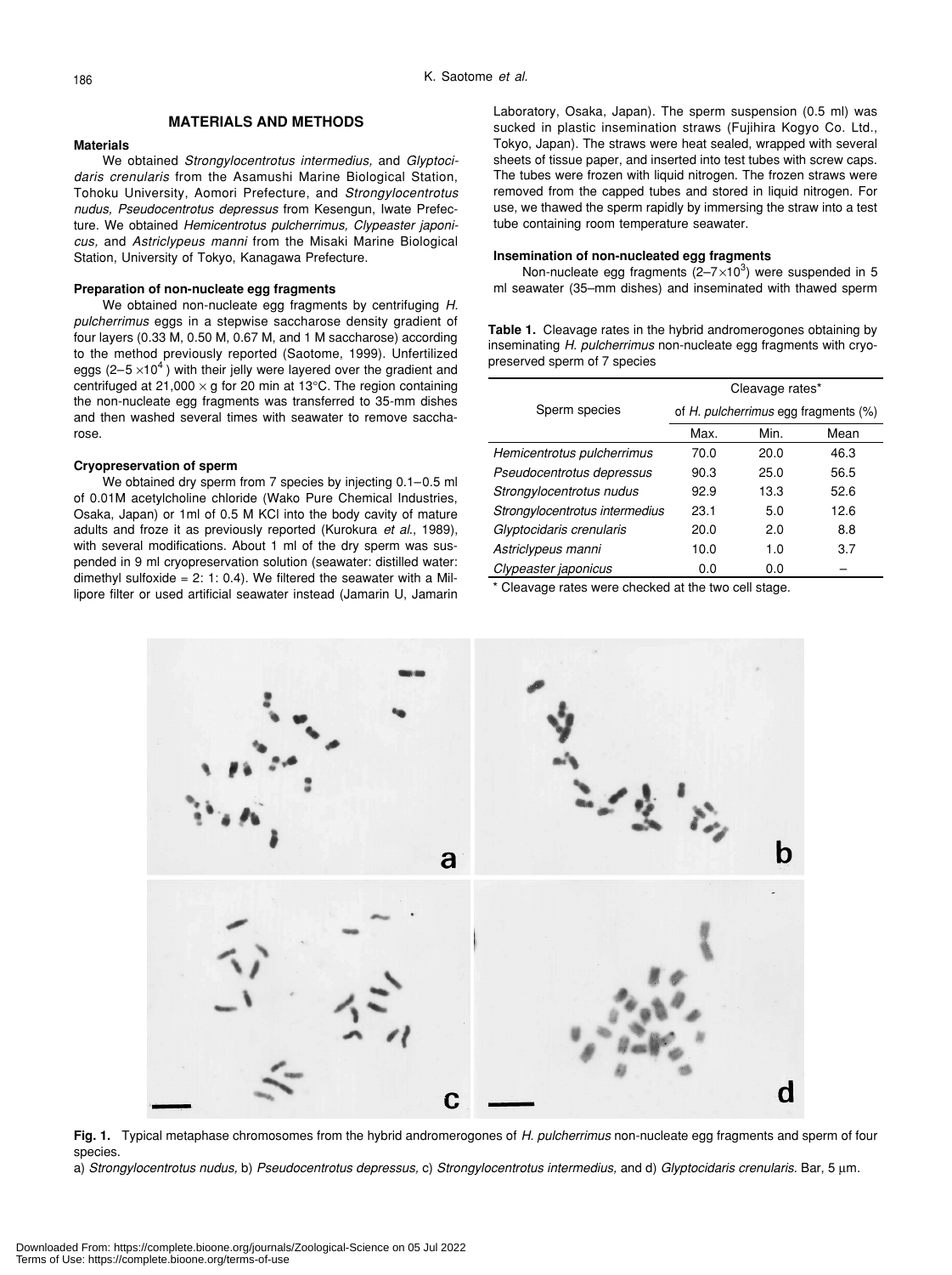## MATERIALS AND METHODS

### Materials

We obtained *Strongylocentrotus intermedius,* and *Glyptocidaris crenularis* from the Asamushi Marine Biological Station, Tohoku University, Aomori Prefecture, and *Strongylocentrotus nudus, Pseudocentrotus depressus* from Kesengun, Iwate Prefecture. We obtained *Hemicentrotus pulcherrimus, Clypeaster japonicus,* and *Astriclypeus manni* from the Misaki Marine Biological Station, University of Tokyo, Kanagawa Prefecture.

### Preparation of non-nucleate egg fragments

We obtained non-nucleate egg fragments by centrifuging *H. pulcherrimus* eggs in a stepwise saccharose density gradient of four layers (0.33 M, 0.50 M, 0.67 M, and 1 M saccharose) according to the method previously reported (Saotome, 1999). Unfertilized eggs ($2–5 \times 10^4$) with their jelly were layered over the gradient and centrifuged at $21,000 \times g$ for 20 min at 13°C. The region containing the non-nucleate egg fragments was transferred to 35-mm dishes and then washed several times with seawater to remove saccharose.

### Cryopreservation of sperm

We obtained dry sperm from 7 species by injecting 0.1–0.5 ml of 0.01M acetylcholine chloride (Wako Pure Chemical Industries, Osaka, Japan) or 1ml of 0.5 M KCl into the body cavity of mature adults and froze it as previously reported (Kurokura *et al*., 1989), with several modifications. About 1 ml of the dry sperm was suspended in 9 ml cryopreservation solution (seawater: distilled water: dimethyl sulfoxide = 2: 1: 0.4). We filtered the seawater with a Millipore filter or used artificial seawater instead (Jamarin U, Jamarin Laboratory, Osaka, Japan). The sperm suspension (0.5 ml) was sucked in plastic insemination straws (Fujihira Kogyo Co. Ltd., Tokyo, Japan). The straws were heat sealed, wrapped with several sheets of tissue paper, and inserted into test tubes with screw caps. The tubes were frozen with liquid nitrogen. The frozen straws were removed from the capped tubes and stored in liquid nitrogen. For use, we thawed the sperm rapidly by immersing the straw into a test tube containing room temperature seawater.

### Insemination of non-nucleated egg fragments

Non-nucleate egg fragments ($2–7 \times 10^3$) were suspended in 5 ml seawater (35–mm dishes) and inseminated with thawed sperm

**Table 1.** Cleavage rates in the hybrid andromerogones obtaining by inseminating *H. pulcherrimus* non-nucleate egg fragments with cryopreserved sperm of 7 species

| Sperm species | Cleavage rates* of *H. pulcherrimus* egg fragments (%) | | |
|---|---|---|---|
| | Max. | Min. | Mean |
| *Hemicentrotus pulcherrimus* | 70.0 | 20.0 | 46.3 |
| *Pseudocentrotus depressus* | 90.3 | 25.0 | 56.5 |
| *Strongylocentrotus nudus* | 92.9 | 13.3 | 52.6 |
| *Strongylocentrotus intermedius* | 23.1 | 5.0 | 12.6 |
| *Glyptocidaris crenularis* | 20.0 | 2.0 | 8.8 |
| *Astriclypeus manni* | 10.0 | 1.0 | 3.7 |
| *Clypeaster japonicus* | 0.0 | 0.0 | – |

\* Cleavage rates were checked at the two cell stage.

**Fig. 1.** Typical metaphase chromosomes from the hybrid andromerogones of *H. pulcherrimus* non-nucleate egg fragments and sperm of four species.
a) *Strongylocentrotus nudus,* b) *Pseudocentrotus depressus,* c) *Strongylocentrotus intermedius,* and d) *Glyptocidaris crenularis.* Bar, 5 μm.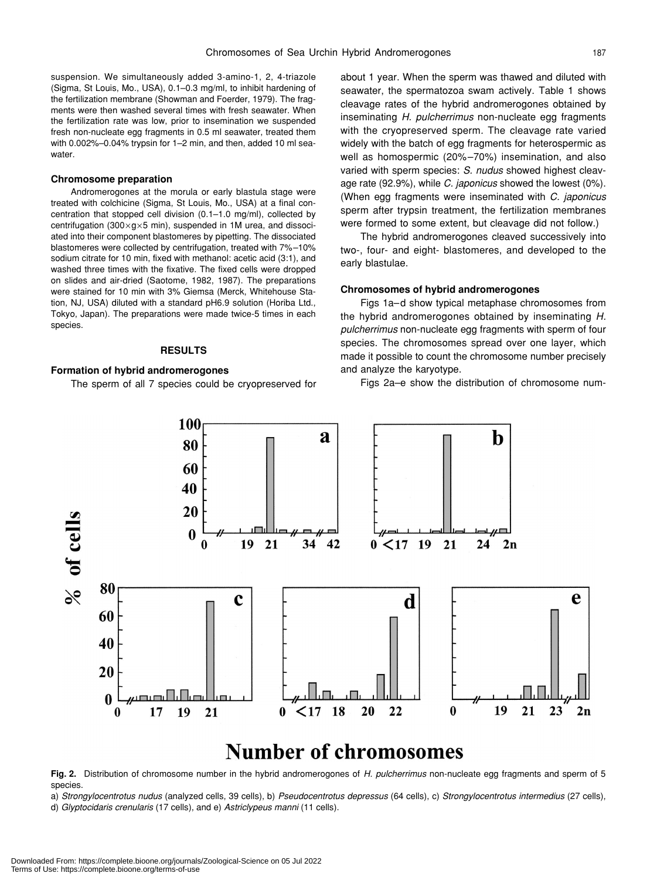suspension. We simultaneously added 3-amino-1, 2, 4-triazole (Sigma, St Louis, Mo., USA), 0.1–0.3 mg/ml, to inhibit hardening of the fertilization membrane (Showman and Foerder, 1979). The fragments were then washed several times with fresh seawater. When the fertilization rate was low, prior to insemination we suspended fresh non-nucleate egg fragments in 0.5 ml seawater, treated them with 0.002%–0.04% trypsin for 1–2 min, and then, added 10 ml seawater.

### Chromosome preparation

Andromerogones at the morula or early blastula stage were treated with colchicine (Sigma, St Louis, Mo., USA) at a final concentration that stopped cell division (0.1–1.0 mg/ml), collected by centrifugation (300×g×5 min), suspended in 1M urea, and dissociated into their component blastomeres by pipetting. The dissociated blastomeres were collected by centrifugation, treated with 7%–10% sodium citrate for 10 min, fixed with methanol: acetic acid (3:1), and washed three times with the fixative. The fixed cells were dropped on slides and air-dried (Saotome, 1982, 1987). The preparations were stained for 10 min with 3% Giemsa (Merck, Whitehouse Station, NJ, USA) diluted with a standard pH6.9 solution (Horiba Ltd., Tokyo, Japan). The preparations were made twice-5 times in each species.

## RESULTS

### Formation of hybrid andromerogones

The sperm of all 7 species could be cryopreserved for about 1 year. When the sperm was thawed and diluted with seawater, the spermatozoa swam actively. Table 1 shows cleavage rates of the hybrid andromerogones obtained by inseminating *H. pulcherrimus* non-nucleate egg fragments with the cryopreserved sperm. The cleavage rate varied widely with the batch of egg fragments for heterospermic as well as homospermic (20%–70%) insemination, and also varied with sperm species: *S. nudus* showed highest cleavage rate (92.9%), while *C. japonicus* showed the lowest (0%). (When egg fragments were inseminated with *C. japonicus* sperm after trypsin treatment, the fertilization membranes were formed to some extent, but cleavage did not follow.)

The hybrid andromerogones cleaved successively into two-, four- and eight- blastomeres, and developed to the early blastulae.

### Chromosomes of hybrid andromerogones

Figs 1a–d show typical metaphase chromosomes from the hybrid andromerogones obtained by inseminating *H. pulcherrimus* non-nucleate egg fragments with sperm of four species. The chromosomes spread over one layer, which made it possible to count the chromosome number precisely and analyze the karyotype.

Figs 2a–e show the distribution of chromosome num-

**Fig. 2.** Distribution of chromosome number in the hybrid andromerogones of *H. pulcherrimus* non-nucleate egg fragments and sperm of 5 species.
a) *Strongylocentrotus nudus* (analyzed cells, 39 cells), b) *Pseudocentrotus depressus* (64 cells), c) *Strongylocentrotus intermedius* (27 cells), d) *Glyptocidaris crenularis* (17 cells), and e) *Astriclypeus manni* (11 cells).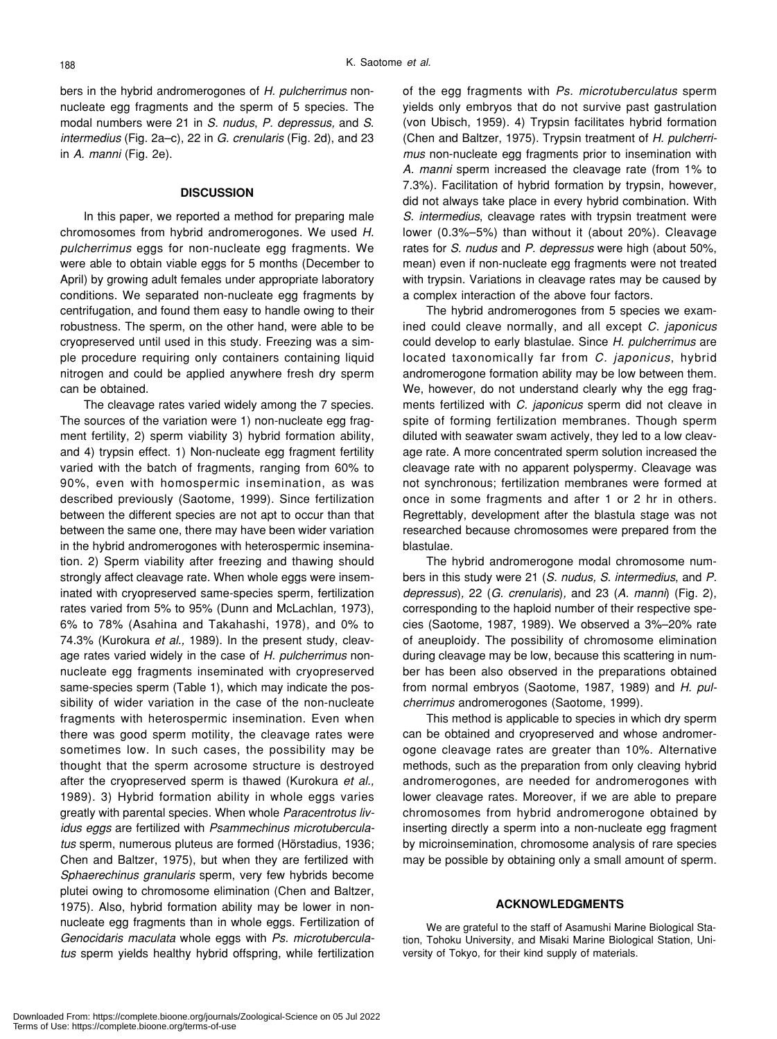bers in the hybrid andromerogones of *H. pulcherrimus* non-nucleate egg fragments and the sperm of 5 species. The modal numbers were 21 in *S. nudus*, *P. depressus,* and *S. intermedius* (Fig. 2a–c), 22 in *G. crenularis* (Fig. 2d), and 23 in *A. manni* (Fig. 2e).

## DISCUSSION

In this paper, we reported a method for preparing male chromosomes from hybrid andromerogones. We used *H. pulcherrimus* eggs for non-nucleate egg fragments. We were able to obtain viable eggs for 5 months (December to April) by growing adult females under appropriate laboratory conditions. We separated non-nucleate egg fragments by centrifugation, and found them easy to handle owing to their robustness. The sperm, on the other hand, were able to be cryopreserved until used in this study. Freezing was a simple procedure requiring only containers containing liquid nitrogen and could be applied anywhere fresh dry sperm can be obtained.

The cleavage rates varied widely among the 7 species. The sources of the variation were 1) non-nucleate egg fragment fertility, 2) sperm viability 3) hybrid formation ability, and 4) trypsin effect. 1) Non-nucleate egg fragment fertility varied with the batch of fragments, ranging from 60% to 90%, even with homospermic insemination, as was described previously (Saotome, 1999). Since fertilization between the different species are not apt to occur than that between the same one, there may have been wider variation in the hybrid andromerogones with heterospermic insemination. 2) Sperm viability after freezing and thawing should strongly affect cleavage rate. When whole eggs were inseminated with cryopreserved same-species sperm, fertilization rates varied from 5% to 95% (Dunn and McLachlan*,* 1973), 6% to 78% (Asahina and Takahashi, 1978), and 0% to 74.3% (Kurokura *et al.,* 1989). In the present study, cleavage rates varied widely in the case of *H. pulcherrimus* non-nucleate egg fragments inseminated with cryopreserved same-species sperm (Table 1), which may indicate the possibility of wider variation in the case of the non-nucleate fragments with heterospermic insemination. Even when there was good sperm motility, the cleavage rates were sometimes low. In such cases, the possibility may be thought that the sperm acrosome structure is destroyed after the cryopreserved sperm is thawed (Kurokura *et al.,* 1989). 3) Hybrid formation ability in whole eggs varies greatly with parental species. When whole *Paracentrotus lividus eggs* are fertilized with *Psammechinus microtuberculatus* sperm, numerous pluteus are formed (Hörstadius, 1936; Chen and Baltzer, 1975), but when they are fertilized with *Sphaerechinus granularis* sperm, very few hybrids become plutei owing to chromosome elimination (Chen and Baltzer, 1975). Also, hybrid formation ability may be lower in non-nucleate egg fragments than in whole eggs. Fertilization of *Genocidaris maculata* whole eggs with *Ps. microtuberculatus* sperm yields healthy hybrid offspring, while fertilization of the egg fragments with *Ps. microtuberculatus* sperm yields only embryos that do not survive past gastrulation (von Ubisch, 1959). 4) Trypsin facilitates hybrid formation (Chen and Baltzer, 1975). Trypsin treatment of *H. pulcherrimus* non-nucleate egg fragments prior to insemination with *A. manni* sperm increased the cleavage rate (from 1% to 7.3%). Facilitation of hybrid formation by trypsin, however, did not always take place in every hybrid combination. With *S. intermedius*, cleavage rates with trypsin treatment were lower (0.3%–5%) than without it (about 20%). Cleavage rates for *S. nudus* and *P. depressus* were high (about 50%, mean) even if non-nucleate egg fragments were not treated with trypsin. Variations in cleavage rates may be caused by a complex interaction of the above four factors.

The hybrid andromerogones from 5 species we examined could cleave normally, and all except *C. japonicus* could develop to early blastulae. Since *H. pulcherrimus* are located taxonomically far from *C. japonicus*, hybrid andromerogone formation ability may be low between them. We, however, do not understand clearly why the egg fragments fertilized with *C. japonicus* sperm did not cleave in spite of forming fertilization membranes. Though sperm diluted with seawater swam actively, they led to a low cleavage rate. A more concentrated sperm solution increased the cleavage rate with no apparent polyspermy. Cleavage was not synchronous; fertilization membranes were formed at once in some fragments and after 1 or 2 hr in others. Regrettably, development after the blastula stage was not researched because chromosomes were prepared from the blastulae.

The hybrid andromerogone modal chromosome numbers in this study were 21 (*S. nudus, S. intermedius*, and *P. depressus*)*,* 22 (*G. crenularis*)*,* and 23 (*A. manni*) (Fig. 2), corresponding to the haploid number of their respective species (Saotome, 1987, 1989). We observed a 3%–20% rate of aneuploidy. The possibility of chromosome elimination during cleavage may be low, because this scattering in number has been also observed in the preparations obtained from normal embryos (Saotome, 1987, 1989) and *H. pulcherrimus* andromerogones (Saotome, 1999).

This method is applicable to species in which dry sperm can be obtained and cryopreserved and whose andromerogone cleavage rates are greater than 10%. Alternative methods, such as the preparation from only cleaving hybrid andromerogones, are needed for andromerogones with lower cleavage rates. Moreover, if we are able to prepare chromosomes from hybrid andromerogone obtained by inserting directly a sperm into a non-nucleate egg fragment by microinsemination, chromosome analysis of rare species may be possible by obtaining only a small amount of sperm.

## ACKNOWLEDGMENTS

We are grateful to the staff of Asamushi Marine Biological Station, Tohoku University, and Misaki Marine Biological Station, University of Tokyo, for their kind supply of materials.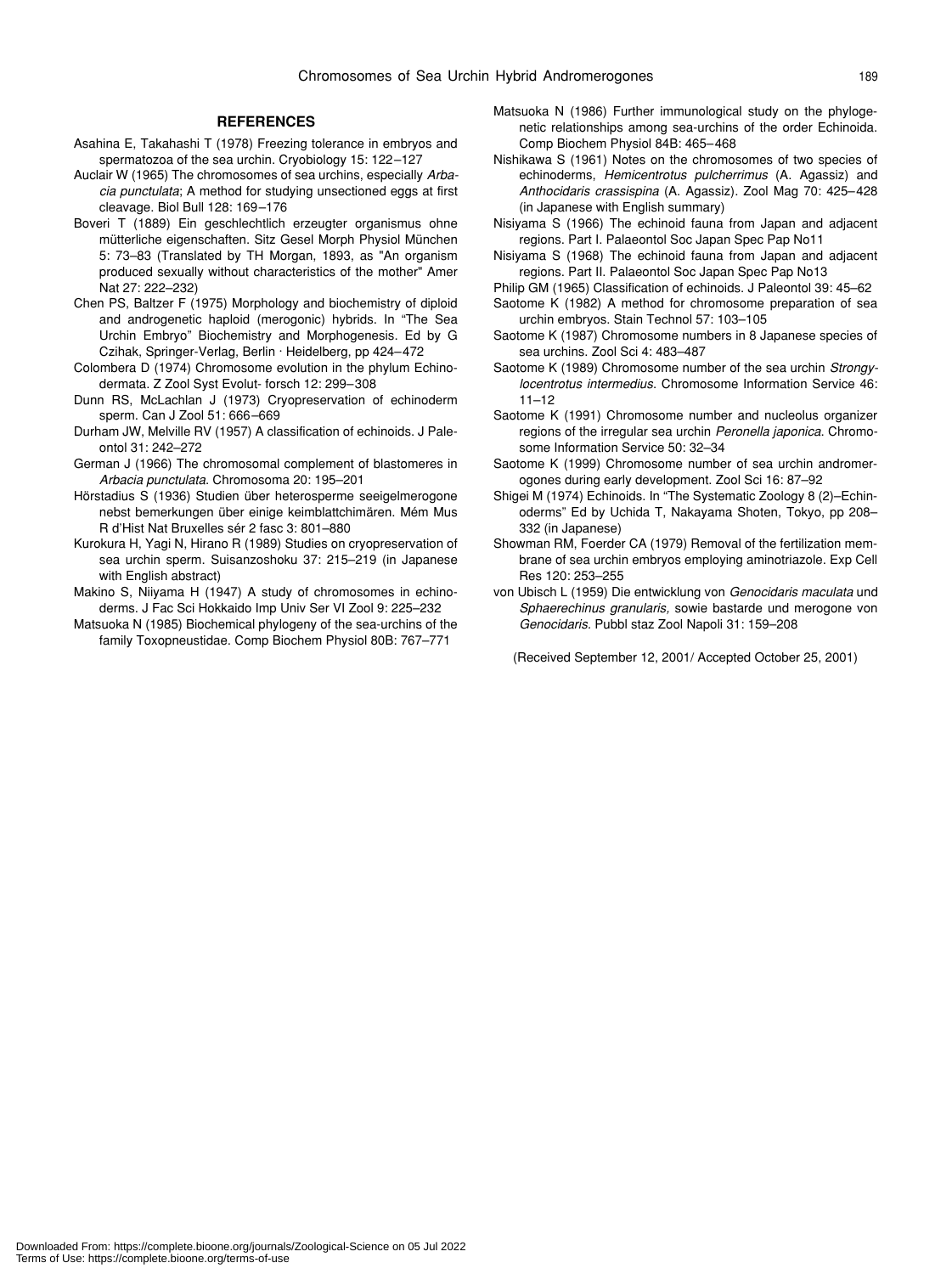## REFERENCES

Asahina E, Takahashi T (1978) Freezing tolerance in embryos and spermatozoa of the sea urchin. Cryobiology 15: 122–127

Auclair W (1965) The chromosomes of sea urchins, especially *Arbacia punctulata*; A method for studying unsectioned eggs at first cleavage. Biol Bull 128: 169–176

Boveri T (1889) Ein geschlechtlich erzeugter organismus ohne mütterliche eigenschaften. Sitz Gesel Morph Physiol München 5: 73–83 (Translated by TH Morgan, 1893, as "An organism produced sexually without characteristics of the mother" Amer Nat 27: 222–232)

Chen PS, Baltzer F (1975) Morphology and biochemistry of diploid and androgenetic haploid (merogonic) hybrids. In "The Sea Urchin Embryo" Biochemistry and Morphogenesis. Ed by G Czihak, Springer-Verlag, Berlin · Heidelberg, pp 424–472

Colombera D (1974) Chromosome evolution in the phylum Echinodermata. Z Zool Syst Evolut- forsch 12: 299–308

Dunn RS, McLachlan J (1973) Cryopreservation of echinoderm sperm. Can J Zool 51: 666–669

Durham JW, Melville RV (1957) A classification of echinoids. J Paleontol 31: 242–272

German J (1966) The chromosomal complement of blastomeres in *Arbacia punctulata.* Chromosoma 20: 195–201

Hörstadius S (1936) Studien über heterosperme seeigelmerogone nebst bemerkungen über einige keimblattchimären. Mém Mus R d'Hist Nat Bruxelles sér 2 fasc 3: 801–880

Kurokura H, Yagi N, Hirano R (1989) Studies on cryopreservation of sea urchin sperm. Suisanzoshoku 37: 215–219 (in Japanese with English abstract)

Makino S, Niiyama H (1947) A study of chromosomes in echinoderms. J Fac Sci Hokkaido Imp Univ Ser VI Zool 9: 225–232

Matsuoka N (1985) Biochemical phylogeny of the sea-urchins of the family Toxopneustidae. Comp Biochem Physiol 80B: 767–771

Matsuoka N (1986) Further immunological study on the phylogenetic relationships among sea-urchins of the order Echinoida. Comp Biochem Physiol 84B: 465–468

Nishikawa S (1961) Notes on the chromosomes of two species of echinoderms, *Hemicentrotus pulcherrimus* (A. Agassiz) and *Anthocidaris crassispina* (A. Agassiz). Zool Mag 70: 425–428 (in Japanese with English summary)

Nisiyama S (1966) The echinoid fauna from Japan and adjacent regions. Part I. Palaeontol Soc Japan Spec Pap No11

Nisiyama S (1968) The echinoid fauna from Japan and adjacent regions. Part II. Palaeontol Soc Japan Spec Pap No13

Philip GM (1965) Classification of echinoids. J Paleontol 39: 45–62

Saotome K (1982) A method for chromosome preparation of sea urchin embryos. Stain Technol 57: 103–105

Saotome K (1987) Chromosome numbers in 8 Japanese species of sea urchins. Zool Sci 4: 483–487

Saotome K (1989) Chromosome number of the sea urchin *Strongylocentrotus intermedius.* Chromosome Information Service 46: 11–12

Saotome K (1991) Chromosome number and nucleolus organizer regions of the irregular sea urchin *Peronella japonica.* Chromosome Information Service 50: 32–34

Saotome K (1999) Chromosome number of sea urchin andromerogones during early development. Zool Sci 16: 87–92

Shigei M (1974) Echinoids. In "The Systematic Zoology 8 (2)–Echinoderms" Ed by Uchida T, Nakayama Shoten, Tokyo, pp 208–332 (in Japanese)

Showman RM, Foerder CA (1979) Removal of the fertilization membrane of sea urchin embryos employing aminotriazole. Exp Cell Res 120: 253–255

von Ubisch L (1959) Die entwicklung von *Genocidaris maculata* und *Sphaerechinus granularis,* sowie bastarde und merogone von *Genocidaris.* Pubbl staz Zool Napoli 31: 159–208

(Received September 12, 2001/ Accepted October 25, 2001)